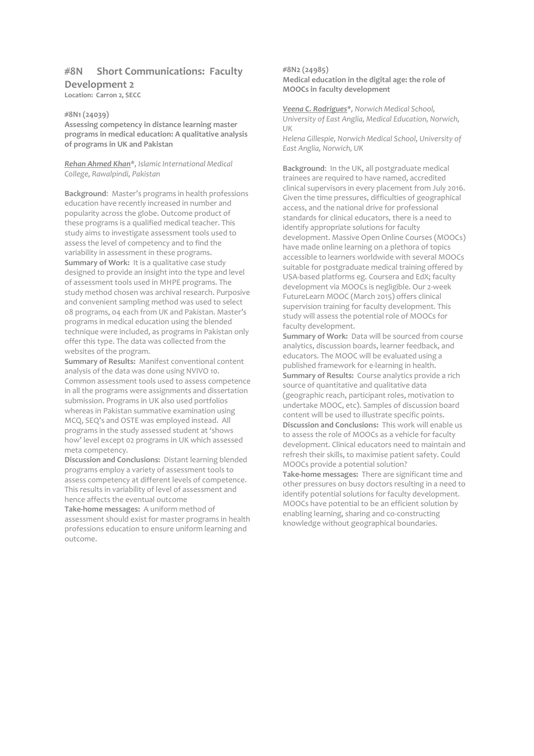# #8N Short Communications: Faculty Development 2

**Location: Carron 2, SECC**

## #8N1 (24039)

**Assessing competency in distance learning master programs in medical education: A qualitative analysis of programs in UK and Pakistan**

***Rehan Ahmed Khan****, *Islamic International Medical College, Rawalpindi, Pakistan*

**Background**: Master's programs in health professions education have recently increased in number and popularity across the globe. Outcome product of these programs is a qualified medical teacher. This study aims to investigate assessment tools used to assess the level of competency and to find the variability in assessment in these programs.

**Summary of Work:** It is a qualitative case study designed to provide an insight into the type and level of assessment tools used in MHPE programs. The study method chosen was archival research. Purposive and convenient sampling method was used to select 08 programs, 04 each from UK and Pakistan. Master's programs in medical education using the blended technique were included, as programs in Pakistan only offer this type. The data was collected from the websites of the program.

**Summary of Results:** Manifest conventional content analysis of the data was done using NVIVO 10. Common assessment tools used to assess competence in all the programs were assignments and dissertation submission. Programs in UK also used portfolios whereas in Pakistan summative examination using MCQ, SEQ's and OSTE was employed instead. All programs in the study assessed student at 'shows how' level except 02 programs in UK which assessed meta competency.

**Discussion and Conclusions:** Distant learning blended programs employ a variety of assessment tools to assess competency at different levels of competence. This results in variability of level of assessment and hence affects the eventual outcome

**Take-home messages:** A uniform method of assessment should exist for master programs in health professions education to ensure uniform learning and outcome.

## #8N2 (24985)

**Medical education in the digital age: the role of MOOCs in faculty development**

***Veena C. Rodrigues****, *Norwich Medical School, University of East Anglia, Medical Education, Norwich, UK*

*Helena Gillespie, Norwich Medical School, University of East Anglia, Norwich, UK*

**Background**: In the UK, all postgraduate medical trainees are required to have named, accredited clinical supervisors in every placement from July 2016. Given the time pressures, difficulties of geographical access, and the national drive for professional standards for clinical educators, there is a need to identify appropriate solutions for faculty development. Massive Open Online Courses (MOOCs) have made online learning on a plethora of topics accessible to learners worldwide with several MOOCs suitable for postgraduate medical training offered by USA-based platforms eg. Coursera and EdX; faculty development via MOOCs is negligible. Our 2-week FutureLearn MOOC (March 2015) offers clinical supervision training for faculty development. This study will assess the potential role of MOOCs for faculty development.

**Summary of Work:** Data will be sourced from course analytics, discussion boards, learner feedback, and educators. The MOOC will be evaluated using a published framework for e-learning in health.

**Summary of Results:** Course analytics provide a rich source of quantitative and qualitative data (geographic reach, participant roles, motivation to undertake MOOC, etc). Samples of discussion board content will be used to illustrate specific points.

**Discussion and Conclusions:** This work will enable us to assess the role of MOOCs as a vehicle for faculty development. Clinical educators need to maintain and refresh their skills, to maximise patient safety. Could MOOCs provide a potential solution?

**Take-home messages:** There are significant time and other pressures on busy doctors resulting in a need to identify potential solutions for faculty development. MOOCs have potential to be an efficient solution by enabling learning, sharing and co-constructing knowledge without geographical boundaries.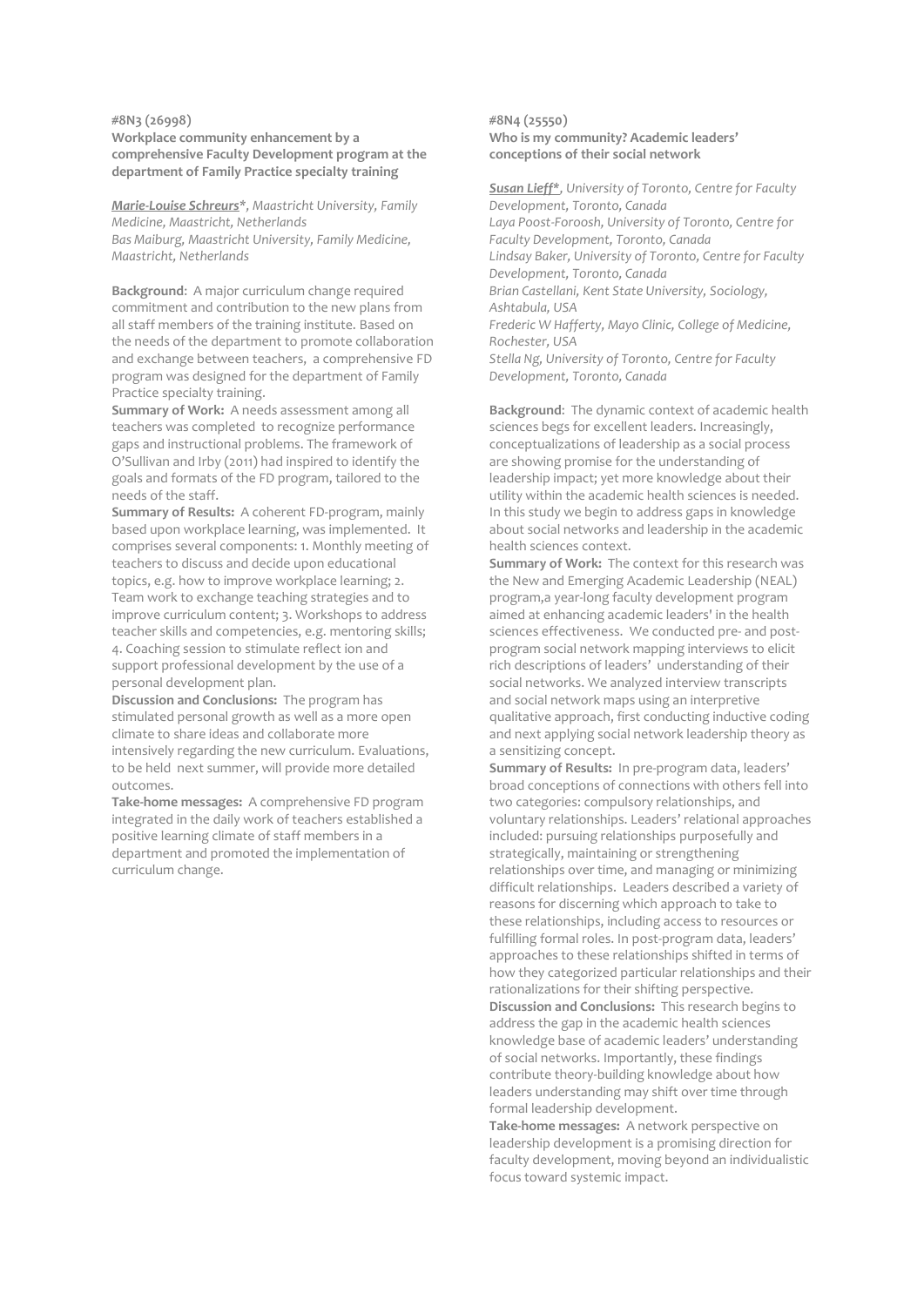#### #8N3 (26998)

**Workplace community enhancement by a comprehensive Faculty Development program at the department of Family Practice specialty training**

***Marie-Louise Schreurs****, Maastricht University, Family Medicine, Maastricht, Netherlands*
*Bas Maiburg, Maastricht University, Family Medicine, Maastricht, Netherlands*

**Background**: A major curriculum change required commitment and contribution to the new plans from all staff members of the training institute. Based on the needs of the department to promote collaboration and exchange between teachers, a comprehensive FD program was designed for the department of Family Practice specialty training.

**Summary of Work:** A needs assessment among all teachers was completed to recognize performance gaps and instructional problems. The framework of O'Sullivan and Irby (2011) had inspired to identify the goals and formats of the FD program, tailored to the needs of the staff.

**Summary of Results:** A coherent FD-program, mainly based upon workplace learning, was implemented. It comprises several components: 1. Monthly meeting of teachers to discuss and decide upon educational topics, e.g. how to improve workplace learning; 2. Team work to exchange teaching strategies and to improve curriculum content; 3. Workshops to address teacher skills and competencies, e.g. mentoring skills; 4. Coaching session to stimulate reflect ion and support professional development by the use of a personal development plan.

**Discussion and Conclusions:** The program has stimulated personal growth as well as a more open climate to share ideas and collaborate more intensively regarding the new curriculum. Evaluations, to be held next summer, will provide more detailed outcomes.

**Take-home messages:** A comprehensive FD program integrated in the daily work of teachers established a positive learning climate of staff members in a department and promoted the implementation of curriculum change.

#### #8N4 (25550)

**Who is my community? Academic leaders' conceptions of their social network**

***Susan Lieff****, University of Toronto, Centre for Faculty Development, Toronto, Canada*
*Laya Poost-Foroosh, University of Toronto, Centre for Faculty Development, Toronto, Canada*
*Lindsay Baker, University of Toronto, Centre for Faculty Development, Toronto, Canada*
*Brian Castellani, Kent State University, Sociology, Ashtabula, USA*
*Frederic W Hafferty, Mayo Clinic, College of Medicine, Rochester, USA*
*Stella Ng, University of Toronto, Centre for Faculty Development, Toronto, Canada*

**Background**: The dynamic context of academic health sciences begs for excellent leaders. Increasingly, conceptualizations of leadership as a social process are showing promise for the understanding of leadership impact; yet more knowledge about their utility within the academic health sciences is needed. In this study we begin to address gaps in knowledge about social networks and leadership in the academic health sciences context.

**Summary of Work:** The context for this research was the New and Emerging Academic Leadership (NEAL) program,a year-long faculty development program aimed at enhancing academic leaders' in the health sciences effectiveness. We conducted pre- and post-program social network mapping interviews to elicit rich descriptions of leaders' understanding of their social networks. We analyzed interview transcripts and social network maps using an interpretive qualitative approach, first conducting inductive coding and next applying social network leadership theory as a sensitizing concept.

**Summary of Results:** In pre-program data, leaders' broad conceptions of connections with others fell into two categories: compulsory relationships, and voluntary relationships. Leaders' relational approaches included: pursuing relationships purposefully and strategically, maintaining or strengthening relationships over time, and managing or minimizing difficult relationships. Leaders described a variety of reasons for discerning which approach to take to these relationships, including access to resources or fulfilling formal roles. In post-program data, leaders' approaches to these relationships shifted in terms of how they categorized particular relationships and their rationalizations for their shifting perspective.

**Discussion and Conclusions:** This research begins to address the gap in the academic health sciences knowledge base of academic leaders' understanding of social networks. Importantly, these findings contribute theory-building knowledge about how leaders understanding may shift over time through formal leadership development.

**Take-home messages:** A network perspective on leadership development is a promising direction for faculty development, moving beyond an individualistic focus toward systemic impact.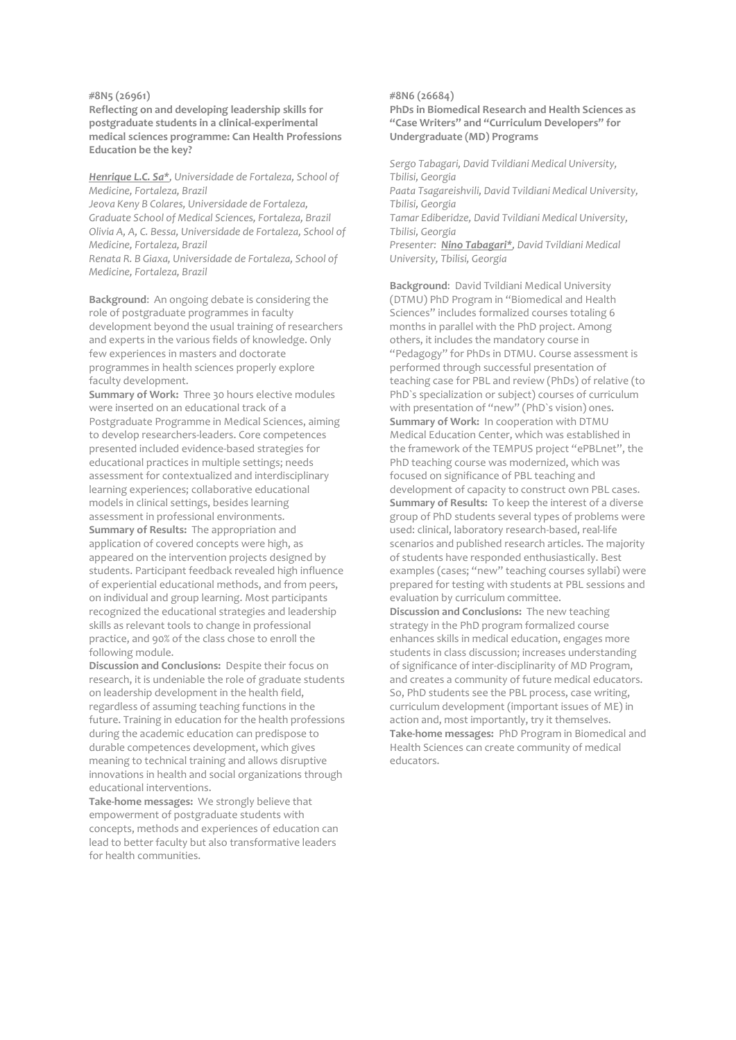**#8N5 (26961)**

**Reflecting on and developing leadership skills for postgraduate students in a clinical-experimental medical sciences programme: Can Health Professions Education be the key?**

***Henrique L.C. Sa****, *Universidade de Fortaleza, School of Medicine, Fortaleza, Brazil*
*Jeova Keny B Colares, Universidade de Fortaleza, Graduate School of Medical Sciences, Fortaleza, Brazil*
*Olivia A, A, C. Bessa, Universidade de Fortaleza, School of Medicine, Fortaleza, Brazil*
*Renata R. B Giaxa, Universidade de Fortaleza, School of Medicine, Fortaleza, Brazil*

**Background**: An ongoing debate is considering the role of postgraduate programmes in faculty development beyond the usual training of researchers and experts in the various fields of knowledge. Only few experiences in masters and doctorate programmes in health sciences properly explore faculty development.

**Summary of Work:** Three 30 hours elective modules were inserted on an educational track of a Postgraduate Programme in Medical Sciences, aiming to develop researchers-leaders. Core competences presented included evidence-based strategies for educational practices in multiple settings; needs assessment for contextualized and interdisciplinary learning experiences; collaborative educational models in clinical settings, besides learning assessment in professional environments.

**Summary of Results:** The appropriation and application of covered concepts were high, as appeared on the intervention projects designed by students. Participant feedback revealed high influence of experiential educational methods, and from peers, on individual and group learning. Most participants recognized the educational strategies and leadership skills as relevant tools to change in professional practice, and 90% of the class chose to enroll the following module.

**Discussion and Conclusions:** Despite their focus on research, it is undeniable the role of graduate students on leadership development in the health field, regardless of assuming teaching functions in the future. Training in education for the health professions during the academic education can predispose to durable competences development, which gives meaning to technical training and allows disruptive innovations in health and social organizations through educational interventions.

**Take-home messages:** We strongly believe that empowerment of postgraduate students with concepts, methods and experiences of education can lead to better faculty but also transformative leaders for health communities.

**#8N6 (26684)**

**PhDs in Biomedical Research and Health Sciences as "Case Writers" and "Curriculum Developers" for Undergraduate (MD) Programs**

*Sergo Tabagari, David Tvildiani Medical University, Tbilisi, Georgia*
*Paata Tsagareishvili, David Tvildiani Medical University, Tbilisi, Georgia*
*Tamar Ediberidze, David Tvildiani Medical University, Tbilisi, Georgia*
*Presenter:* ***Nino Tabagari****, *David Tvildiani Medical University, Tbilisi, Georgia*

**Background**: David Tvildiani Medical University (DTMU) PhD Program in "Biomedical and Health Sciences" includes formalized courses totaling 6 months in parallel with the PhD project. Among others, it includes the mandatory course in "Pedagogy" for PhDs in DTMU. Course assessment is performed through successful presentation of teaching case for PBL and review (PhDs) of relative (to PhD`s specialization or subject) courses of curriculum with presentation of "new" (PhD`s vision) ones.

**Summary of Work:** In cooperation with DTMU Medical Education Center, which was established in the framework of the TEMPUS project "ePBLnet", the PhD teaching course was modernized, which was focused on significance of PBL teaching and development of capacity to construct own PBL cases.

**Summary of Results:** To keep the interest of a diverse group of PhD students several types of problems were used: clinical, laboratory research-based, real-life scenarios and published research articles. The majority of students have responded enthusiastically. Best examples (cases; "new" teaching courses syllabi) were prepared for testing with students at PBL sessions and evaluation by curriculum committee.

**Discussion and Conclusions:** The new teaching strategy in the PhD program formalized course enhances skills in medical education, engages more students in class discussion; increases understanding of significance of inter-disciplinarity of MD Program, and creates a community of future medical educators. So, PhD students see the PBL process, case writing, curriculum development (important issues of ME) in action and, most importantly, try it themselves.

**Take-home messages:** PhD Program in Biomedical and Health Sciences can create community of medical educators.